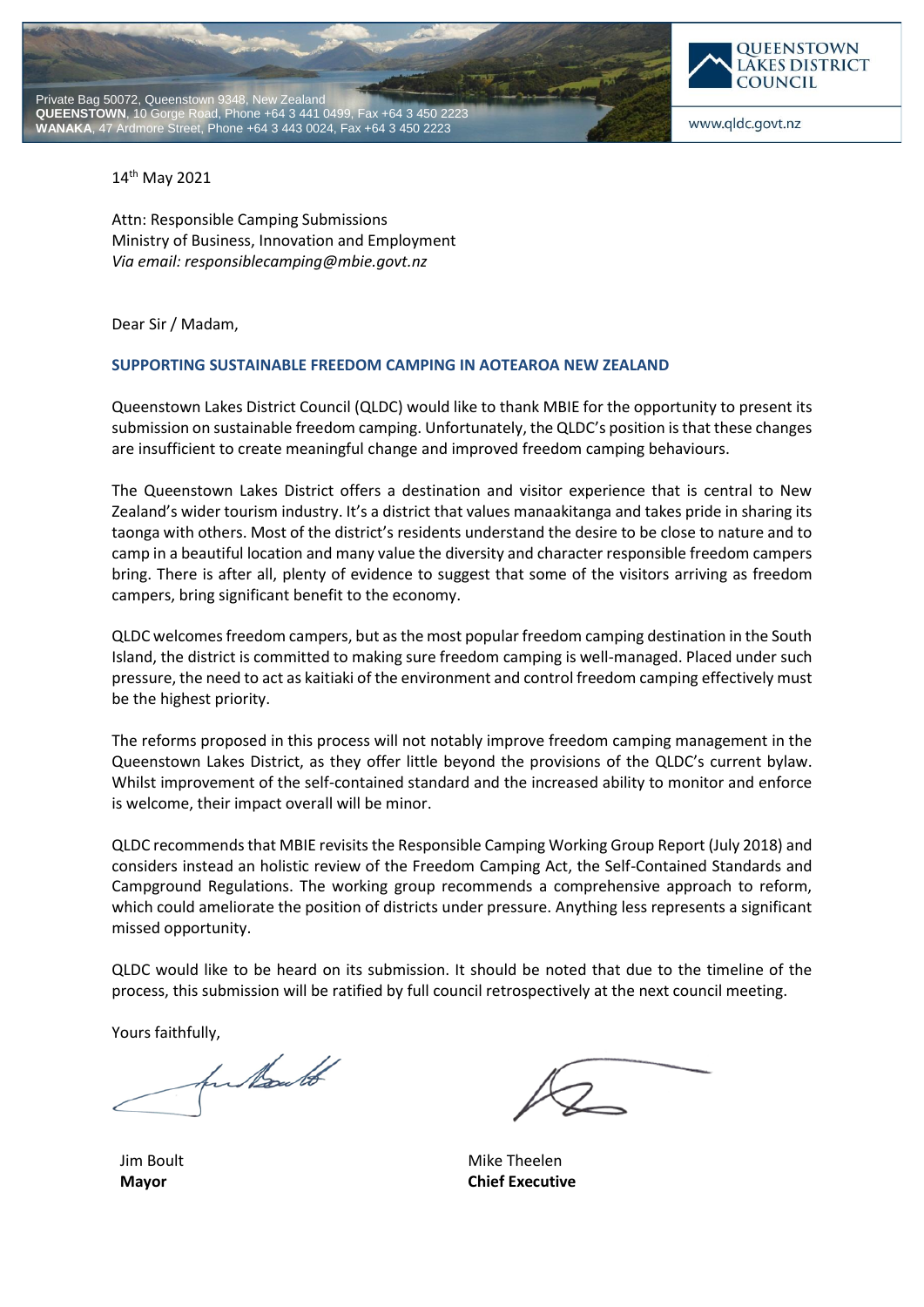Private Bag 50072, Queenstown 9348, New Zealand
**QUEENSTOWN**, 10 Gorge Road, Phone +64 3 441 0499, Fax +64 3 450 2223
**WANAKA**, 47 Ardmore Street, Phone +64 3 443 0024, Fax +64 3 450 2223

QUEENSTOWN LAKES DISTRICT COUNCIL

www.qldc.govt.nz

14th May 2021

Attn: Responsible Camping Submissions
Ministry of Business, Innovation and Employment
*Via email: responsiblecamping@mbie.govt.nz*

Dear Sir / Madam,

## SUPPORTING SUSTAINABLE FREEDOM CAMPING IN AOTEAROA NEW ZEALAND

Queenstown Lakes District Council (QLDC) would like to thank MBIE for the opportunity to present its submission on sustainable freedom camping. Unfortunately, the QLDC's position is that these changes are insufficient to create meaningful change and improved freedom camping behaviours.

The Queenstown Lakes District offers a destination and visitor experience that is central to New Zealand's wider tourism industry. It's a district that values manaakitanga and takes pride in sharing its taonga with others. Most of the district's residents understand the desire to be close to nature and to camp in a beautiful location and many value the diversity and character responsible freedom campers bring. There is after all, plenty of evidence to suggest that some of the visitors arriving as freedom campers, bring significant benefit to the economy.

QLDC welcomes freedom campers, but as the most popular freedom camping destination in the South Island, the district is committed to making sure freedom camping is well-managed. Placed under such pressure, the need to act as kaitiaki of the environment and control freedom camping effectively must be the highest priority.

The reforms proposed in this process will not notably improve freedom camping management in the Queenstown Lakes District, as they offer little beyond the provisions of the QLDC's current bylaw. Whilst improvement of the self-contained standard and the increased ability to monitor and enforce is welcome, their impact overall will be minor.

QLDC recommends that MBIE revisits the Responsible Camping Working Group Report (July 2018) and considers instead an holistic review of the Freedom Camping Act, the Self-Contained Standards and Campground Regulations. The working group recommends a comprehensive approach to reform, which could ameliorate the position of districts under pressure. Anything less represents a significant missed opportunity.

QLDC would like to be heard on its submission. It should be noted that due to the timeline of the process, this submission will be ratified by full council retrospectively at the next council meeting.

Yours faithfully,

Jim Boult
**Mayor**

Mike Theelen
**Chief Executive**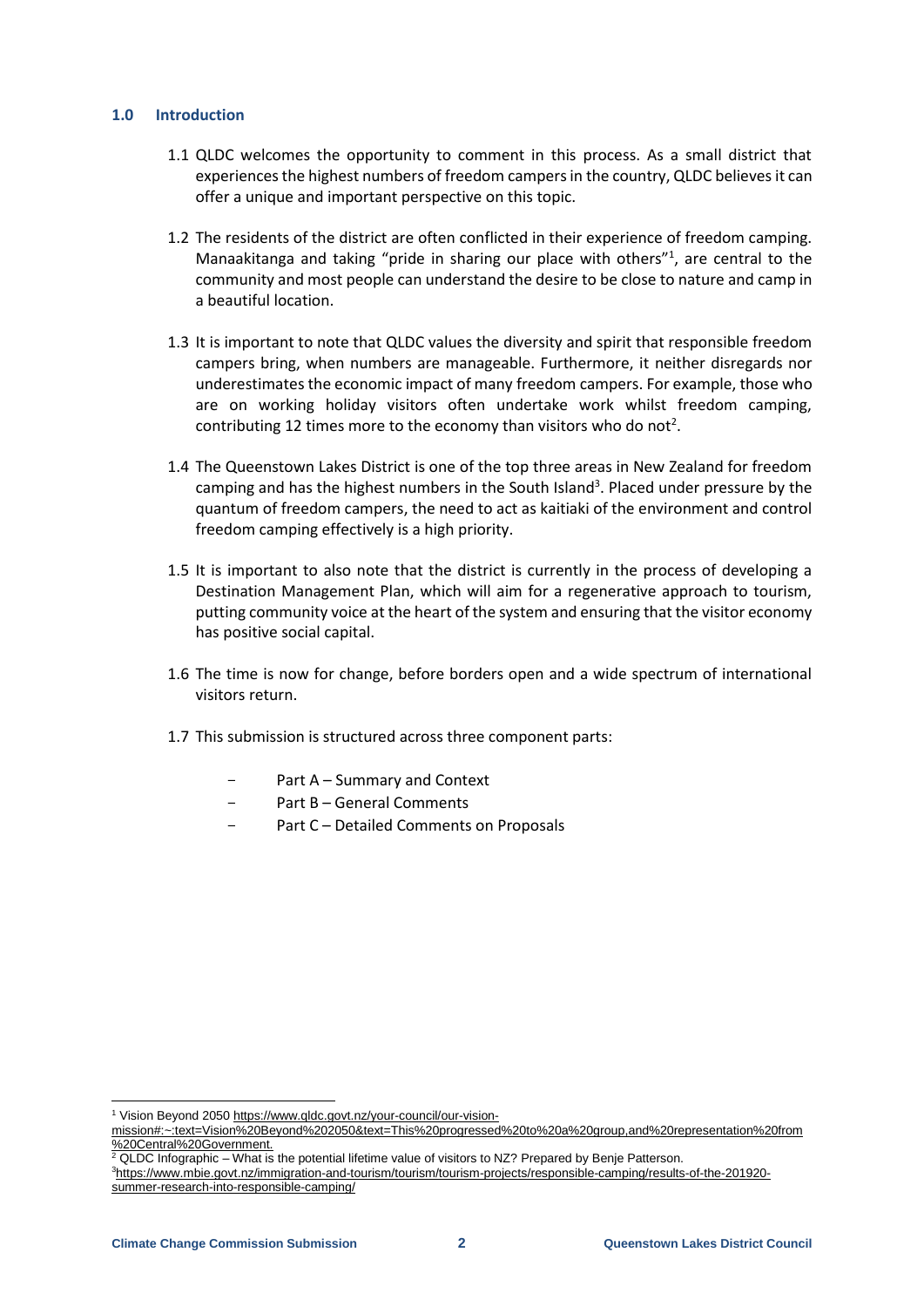## 1.0 Introduction

1.1 QLDC welcomes the opportunity to comment in this process. As a small district that experiences the highest numbers of freedom campers in the country, QLDC believes it can offer a unique and important perspective on this topic.

1.2 The residents of the district are often conflicted in their experience of freedom camping. Manaakitanga and taking "pride in sharing our place with others"[1], are central to the community and most people can understand the desire to be close to nature and camp in a beautiful location.

1.3 It is important to note that QLDC values the diversity and spirit that responsible freedom campers bring, when numbers are manageable. Furthermore, it neither disregards nor underestimates the economic impact of many freedom campers. For example, those who are on working holiday visitors often undertake work whilst freedom camping, contributing 12 times more to the economy than visitors who do not[2].

1.4 The Queenstown Lakes District is one of the top three areas in New Zealand for freedom camping and has the highest numbers in the South Island[3]. Placed under pressure by the quantum of freedom campers, the need to act as kaitiaki of the environment and control freedom camping effectively is a high priority.

1.5 It is important to also note that the district is currently in the process of developing a Destination Management Plan, which will aim for a regenerative approach to tourism, putting community voice at the heart of the system and ensuring that the visitor economy has positive social capital.

1.6 The time is now for change, before borders open and a wide spectrum of international visitors return.

1.7 This submission is structured across three component parts:

- Part A – Summary and Context
- Part B – General Comments
- Part C – Detailed Comments on Proposals

---

[1] Vision Beyond 2050 https://www.qldc.govt.nz/your-council/our-vision-mission#:~:text=Vision%20Beyond%202050&text=This%20progressed%20to%20a%20group,and%20representation%20from%20Central%20Government.

[2] QLDC Infographic – What is the potential lifetime value of visitors to NZ? Prepared by Benje Patterson.

[3] https://www.mbie.govt.nz/immigration-and-tourism/tourism/tourism-projects/responsible-camping/results-of-the-201920-summer-research-into-responsible-camping/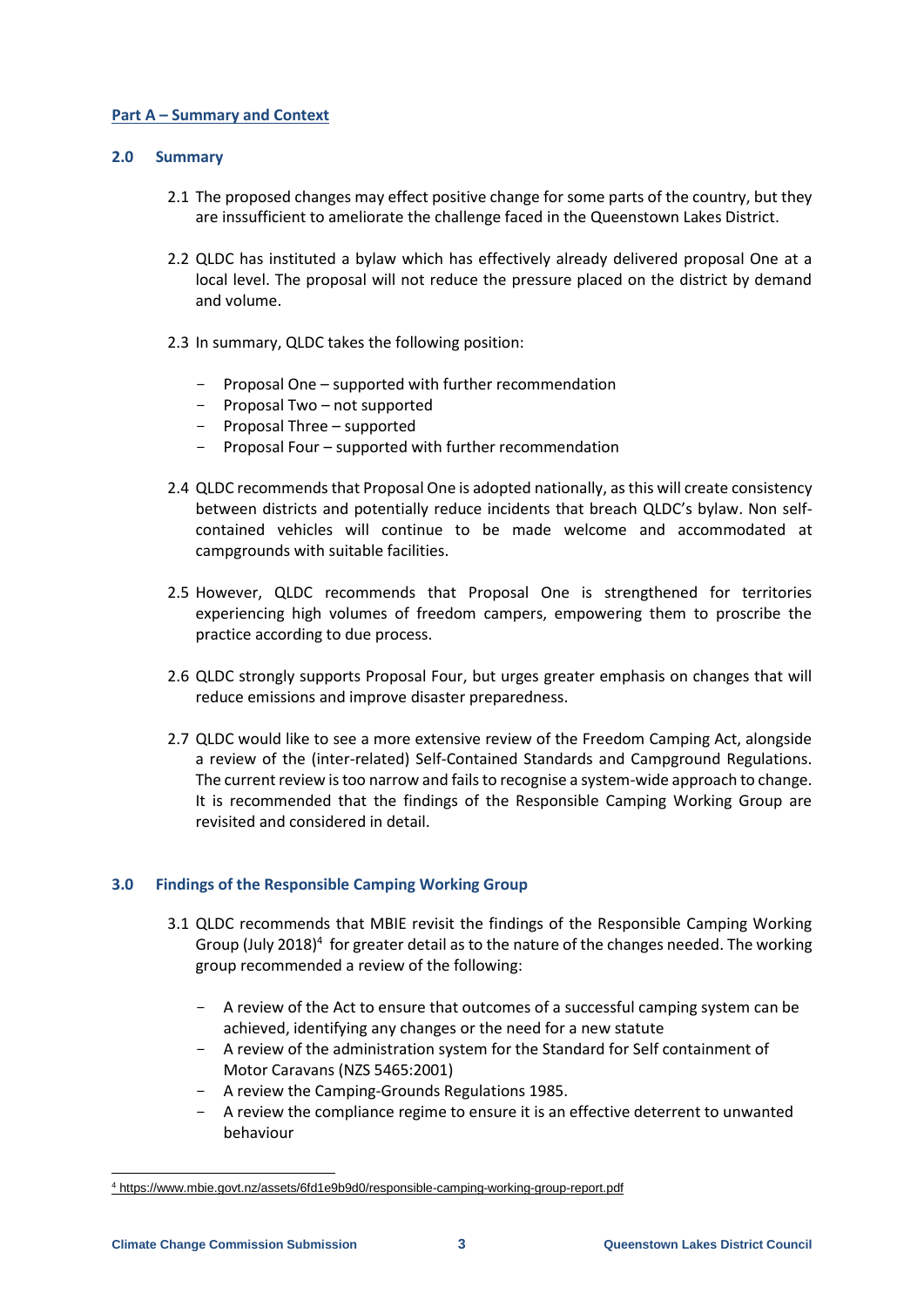## Part A – Summary and Context

### 2.0 Summary

2.1 The proposed changes may effect positive change for some parts of the country, but they are inssufficient to ameliorate the challenge faced in the Queenstown Lakes District.

2.2 QLDC has instituted a bylaw which has effectively already delivered proposal One at a local level. The proposal will not reduce the pressure placed on the district by demand and volume.

2.3 In summary, QLDC takes the following position:

- Proposal One – supported with further recommendation
- Proposal Two – not supported
- Proposal Three – supported
- Proposal Four – supported with further recommendation

2.4 QLDC recommends that Proposal One is adopted nationally, as this will create consistency between districts and potentially reduce incidents that breach QLDC's bylaw. Non self-contained vehicles will continue to be made welcome and accommodated at campgrounds with suitable facilities.

2.5 However, QLDC recommends that Proposal One is strengthened for territories experiencing high volumes of freedom campers, empowering them to proscribe the practice according to due process.

2.6 QLDC strongly supports Proposal Four, but urges greater emphasis on changes that will reduce emissions and improve disaster preparedness.

2.7 QLDC would like to see a more extensive review of the Freedom Camping Act, alongside a review of the (inter-related) Self-Contained Standards and Campground Regulations. The current review is too narrow and fails to recognise a system-wide approach to change. It is recommended that the findings of the Responsible Camping Working Group are revisited and considered in detail.

### 3.0 Findings of the Responsible Camping Working Group

3.1 QLDC recommends that MBIE revisit the findings of the Responsible Camping Working Group (July 2018)[4] for greater detail as to the nature of the changes needed. The working group recommended a review of the following:

- A review of the Act to ensure that outcomes of a successful camping system can be achieved, identifying any changes or the need for a new statute
- A review of the administration system for the Standard for Self containment of Motor Caravans (NZS 5465:2001)
- A review the Camping-Grounds Regulations 1985.
- A review the compliance regime to ensure it is an effective deterrent to unwanted behaviour

[4] https://www.mbie.govt.nz/assets/6fd1e9b9d0/responsible-camping-working-group-report.pdf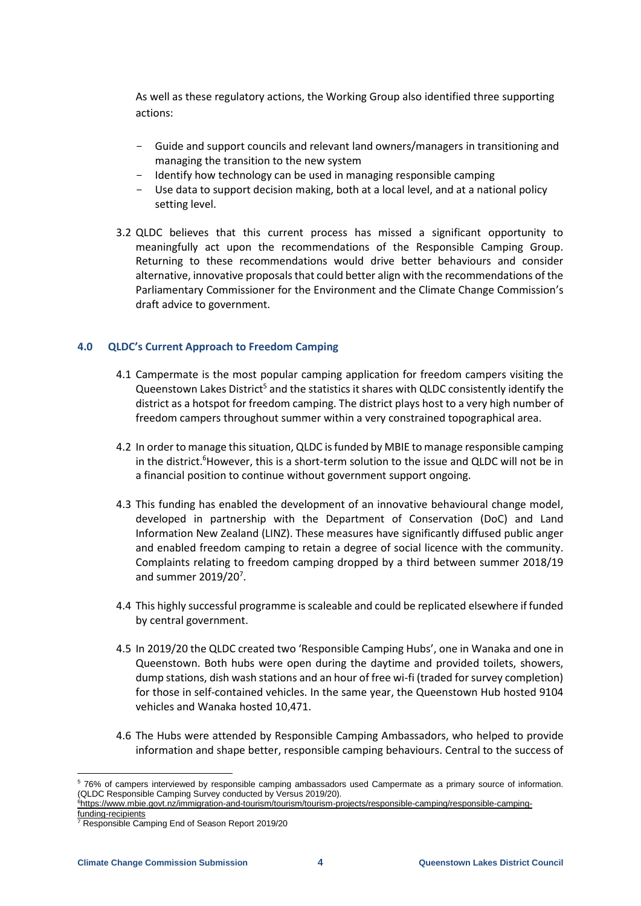As well as these regulatory actions, the Working Group also identified three supporting actions:

- Guide and support councils and relevant land owners/managers in transitioning and managing the transition to the new system
- Identify how technology can be used in managing responsible camping
- Use data to support decision making, both at a local level, and at a national policy setting level.

3.2 QLDC believes that this current process has missed a significant opportunity to meaningfully act upon the recommendations of the Responsible Camping Group. Returning to these recommendations would drive better behaviours and consider alternative, innovative proposals that could better align with the recommendations of the Parliamentary Commissioner for the Environment and the Climate Change Commission's draft advice to government.

## 4.0 QLDC's Current Approach to Freedom Camping

4.1 Campermate is the most popular camping application for freedom campers visiting the Queenstown Lakes District[5] and the statistics it shares with QLDC consistently identify the district as a hotspot for freedom camping. The district plays host to a very high number of freedom campers throughout summer within a very constrained topographical area.

4.2 In order to manage this situation, QLDC is funded by MBIE to manage responsible camping in the district.[6] However, this is a short-term solution to the issue and QLDC will not be in a financial position to continue without government support ongoing.

4.3 This funding has enabled the development of an innovative behavioural change model, developed in partnership with the Department of Conservation (DoC) and Land Information New Zealand (LINZ). These measures have significantly diffused public anger and enabled freedom camping to retain a degree of social licence with the community. Complaints relating to freedom camping dropped by a third between summer 2018/19 and summer 2019/20[7].

4.4 This highly successful programme is scaleable and could be replicated elsewhere if funded by central government.

4.5 In 2019/20 the QLDC created two 'Responsible Camping Hubs', one in Wanaka and one in Queenstown. Both hubs were open during the daytime and provided toilets, showers, dump stations, dish wash stations and an hour of free wi-fi (traded for survey completion) for those in self-contained vehicles. In the same year, the Queenstown Hub hosted 9104 vehicles and Wanaka hosted 10,471.

4.6 The Hubs were attended by Responsible Camping Ambassadors, who helped to provide information and shape better, responsible camping behaviours. Central to the success of

---

[5] 76% of campers interviewed by responsible camping ambassadors used Campermate as a primary source of information. (QLDC Responsible Camping Survey conducted by Versus 2019/20).

[6] https://www.mbie.govt.nz/immigration-and-tourism/tourism/tourism-projects/responsible-camping/responsible-camping-funding-recipients

[7] Responsible Camping End of Season Report 2019/20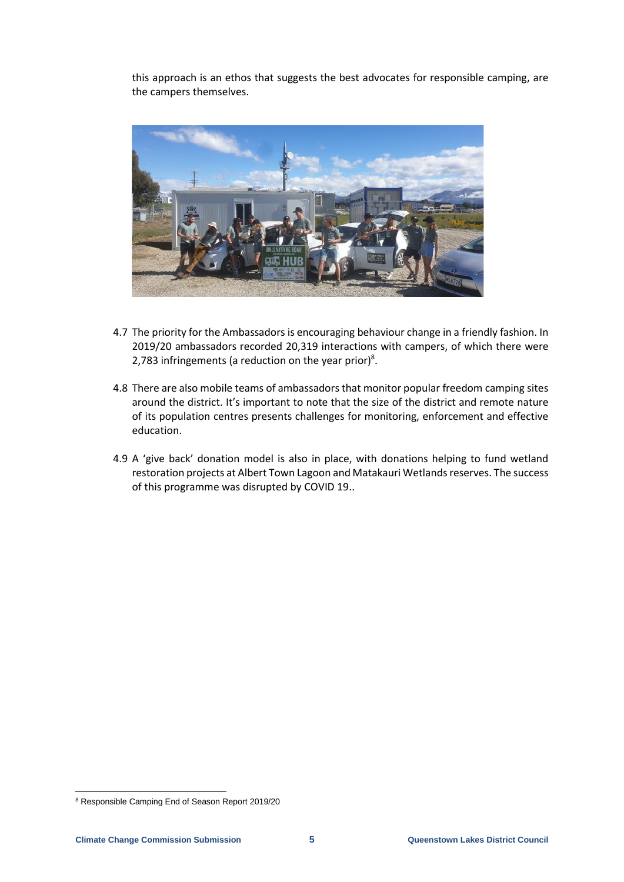this approach is an ethos that suggests the best advocates for responsible camping, are the campers themselves.

4.7 The priority for the Ambassadors is encouraging behaviour change in a friendly fashion. In 2019/20 ambassadors recorded 20,319 interactions with campers, of which there were 2,783 infringements (a reduction on the year prior)[8].

4.8 There are also mobile teams of ambassadors that monitor popular freedom camping sites around the district. It's important to note that the size of the district and remote nature of its population centres presents challenges for monitoring, enforcement and effective education.

4.9 A 'give back' donation model is also in place, with donations helping to fund wetland restoration projects at Albert Town Lagoon and Matakauri Wetlands reserves. The success of this programme was disrupted by COVID 19..

[8] Responsible Camping End of Season Report 2019/20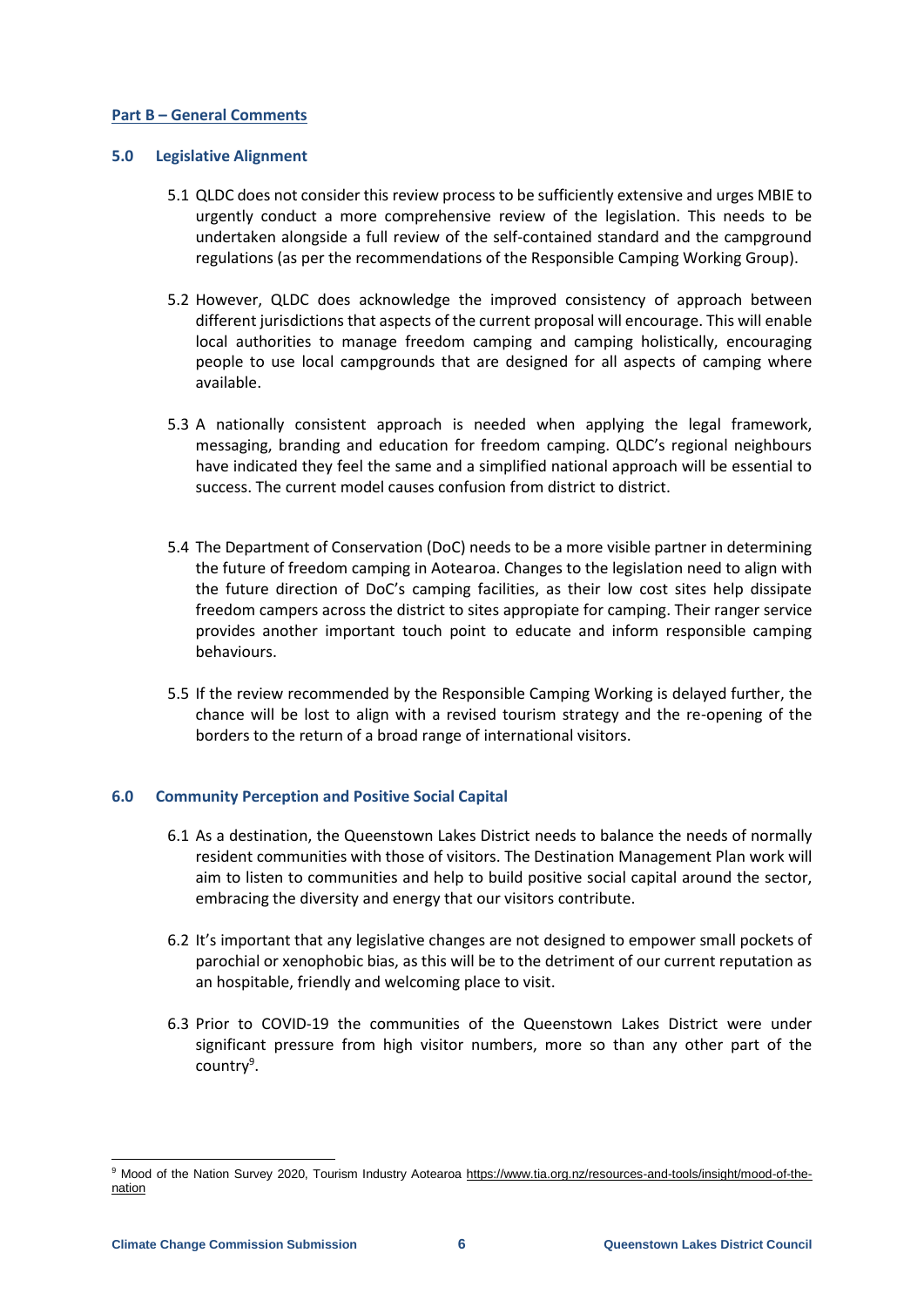## Part B – General Comments

### 5.0 Legislative Alignment

5.1 QLDC does not consider this review process to be sufficiently extensive and urges MBIE to urgently conduct a more comprehensive review of the legislation. This needs to be undertaken alongside a full review of the self-contained standard and the campground regulations (as per the recommendations of the Responsible Camping Working Group).

5.2 However, QLDC does acknowledge the improved consistency of approach between different jurisdictions that aspects of the current proposal will encourage. This will enable local authorities to manage freedom camping and camping holistically, encouraging people to use local campgrounds that are designed for all aspects of camping where available.

5.3 A nationally consistent approach is needed when applying the legal framework, messaging, branding and education for freedom camping. QLDC's regional neighbours have indicated they feel the same and a simplified national approach will be essential to success. The current model causes confusion from district to district.

5.4 The Department of Conservation (DoC) needs to be a more visible partner in determining the future of freedom camping in Aotearoa. Changes to the legislation need to align with the future direction of DoC's camping facilities, as their low cost sites help dissipate freedom campers across the district to sites appropiate for camping. Their ranger service provides another important touch point to educate and inform responsible camping behaviours.

5.5 If the review recommended by the Responsible Camping Working is delayed further, the chance will be lost to align with a revised tourism strategy and the re-opening of the borders to the return of a broad range of international visitors.

### 6.0 Community Perception and Positive Social Capital

6.1 As a destination, the Queenstown Lakes District needs to balance the needs of normally resident communities with those of visitors. The Destination Management Plan work will aim to listen to communities and help to build positive social capital around the sector, embracing the diversity and energy that our visitors contribute.

6.2 It's important that any legislative changes are not designed to empower small pockets of parochial or xenophobic bias, as this will be to the detriment of our current reputation as an hospitable, friendly and welcoming place to visit.

6.3 Prior to COVID-19 the communities of the Queenstown Lakes District were under significant pressure from high visitor numbers, more so than any other part of the country[9].

[9] Mood of the Nation Survey 2020, Tourism Industry Aotearoa https://www.tia.org.nz/resources-and-tools/insight/mood-of-the-nation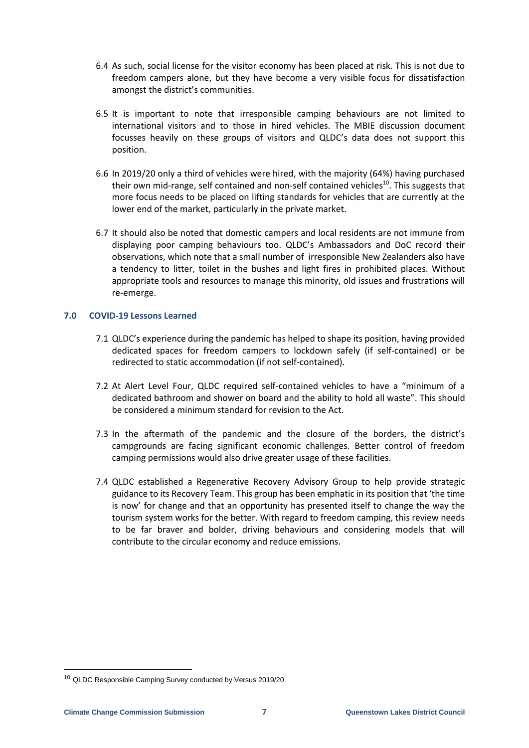6.4 As such, social license for the visitor economy has been placed at risk. This is not due to freedom campers alone, but they have become a very visible focus for dissatisfaction amongst the district's communities.

6.5 It is important to note that irresponsible camping behaviours are not limited to international visitors and to those in hired vehicles. The MBIE discussion document focusses heavily on these groups of visitors and QLDC's data does not support this position.

6.6 In 2019/20 only a third of vehicles were hired, with the majority (64%) having purchased their own mid-range, self contained and non-self contained vehicles[10]. This suggests that more focus needs to be placed on lifting standards for vehicles that are currently at the lower end of the market, particularly in the private market.

6.7 It should also be noted that domestic campers and local residents are not immune from displaying poor camping behaviours too. QLDC's Ambassadors and DoC record their observations, which note that a small number of irresponsible New Zealanders also have a tendency to litter, toilet in the bushes and light fires in prohibited places. Without appropriate tools and resources to manage this minority, old issues and frustrations will re-emerge.

## 7.0 COVID-19 Lessons Learned

7.1 QLDC's experience during the pandemic has helped to shape its position, having provided dedicated spaces for freedom campers to lockdown safely (if self-contained) or be redirected to static accommodation (if not self-contained).

7.2 At Alert Level Four, QLDC required self-contained vehicles to have a "minimum of a dedicated bathroom and shower on board and the ability to hold all waste". This should be considered a minimum standard for revision to the Act.

7.3 In the aftermath of the pandemic and the closure of the borders, the district's campgrounds are facing significant economic challenges. Better control of freedom camping permissions would also drive greater usage of these facilities.

7.4 QLDC established a Regenerative Recovery Advisory Group to help provide strategic guidance to its Recovery Team. This group has been emphatic in its position that 'the time is now' for change and that an opportunity has presented itself to change the way the tourism system works for the better. With regard to freedom camping, this review needs to be far braver and bolder, driving behaviours and considering models that will contribute to the circular economy and reduce emissions.

[10] QLDC Responsible Camping Survey conducted by Versus 2019/20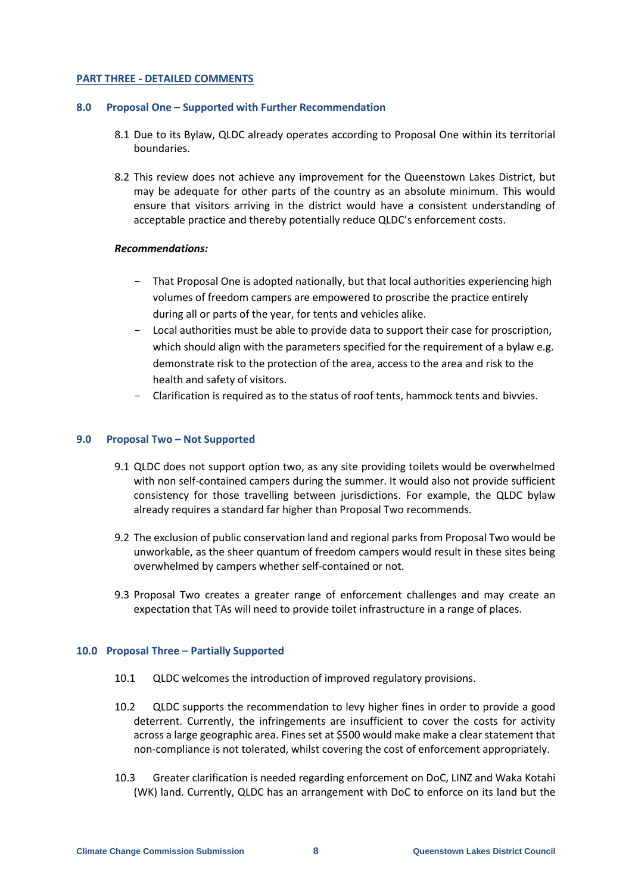## PART THREE - DETAILED COMMENTS

### 8.0 Proposal One – Supported with Further Recommendation

8.1 Due to its Bylaw, QLDC already operates according to Proposal One within its territorial boundaries.

8.2 This review does not achieve any improvement for the Queenstown Lakes District, but may be adequate for other parts of the country as an absolute minimum. This would ensure that visitors arriving in the district would have a consistent understanding of acceptable practice and thereby potentially reduce QLDC's enforcement costs.

***Recommendations:***

- That Proposal One is adopted nationally, but that local authorities experiencing high volumes of freedom campers are empowered to proscribe the practice entirely during all or parts of the year, for tents and vehicles alike.
- Local authorities must be able to provide data to support their case for proscription, which should align with the parameters specified for the requirement of a bylaw e.g. demonstrate risk to the protection of the area, access to the area and risk to the health and safety of visitors.
- Clarification is required as to the status of roof tents, hammock tents and bivvies.

### 9.0 Proposal Two – Not Supported

9.1 QLDC does not support option two, as any site providing toilets would be overwhelmed with non self-contained campers during the summer. It would also not provide sufficient consistency for those travelling between jurisdictions. For example, the QLDC bylaw already requires a standard far higher than Proposal Two recommends.

9.2 The exclusion of public conservation land and regional parks from Proposal Two would be unworkable, as the sheer quantum of freedom campers would result in these sites being overwhelmed by campers whether self-contained or not.

9.3 Proposal Two creates a greater range of enforcement challenges and may create an expectation that TAs will need to provide toilet infrastructure in a range of places.

### 10.0 Proposal Three – Partially Supported

10.1 QLDC welcomes the introduction of improved regulatory provisions.

10.2 QLDC supports the recommendation to levy higher fines in order to provide a good deterrent. Currently, the infringements are insufficient to cover the costs for activity across a large geographic area. Fines set at $500 would make make a clear statement that non-compliance is not tolerated, whilst covering the cost of enforcement appropriately.

10.3 Greater clarification is needed regarding enforcement on DoC, LINZ and Waka Kotahi (WK) land. Currently, QLDC has an arrangement with DoC to enforce on its land but the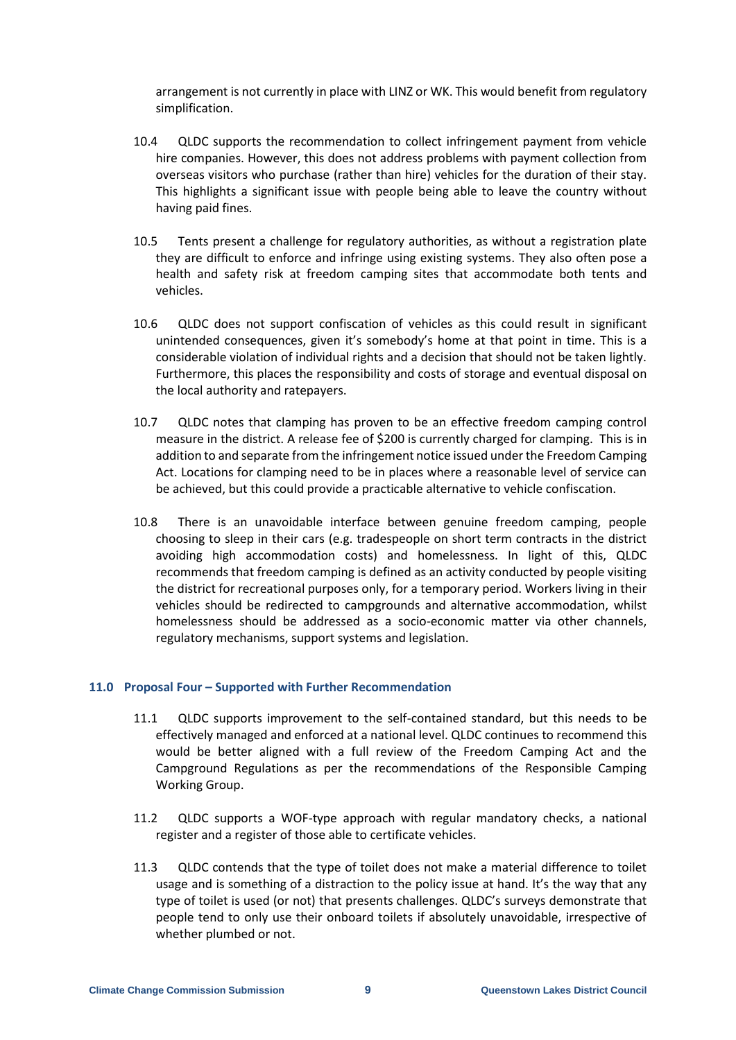arrangement is not currently in place with LINZ or WK. This would benefit from regulatory simplification.

10.4 QLDC supports the recommendation to collect infringement payment from vehicle hire companies. However, this does not address problems with payment collection from overseas visitors who purchase (rather than hire) vehicles for the duration of their stay. This highlights a significant issue with people being able to leave the country without having paid fines.

10.5 Tents present a challenge for regulatory authorities, as without a registration plate they are difficult to enforce and infringe using existing systems. They also often pose a health and safety risk at freedom camping sites that accommodate both tents and vehicles.

10.6 QLDC does not support confiscation of vehicles as this could result in significant unintended consequences, given it's somebody's home at that point in time. This is a considerable violation of individual rights and a decision that should not be taken lightly. Furthermore, this places the responsibility and costs of storage and eventual disposal on the local authority and ratepayers.

10.7 QLDC notes that clamping has proven to be an effective freedom camping control measure in the district. A release fee of $200 is currently charged for clamping. This is in addition to and separate from the infringement notice issued under the Freedom Camping Act. Locations for clamping need to be in places where a reasonable level of service can be achieved, but this could provide a practicable alternative to vehicle confiscation.

10.8 There is an unavoidable interface between genuine freedom camping, people choosing to sleep in their cars (e.g. tradespeople on short term contracts in the district avoiding high accommodation costs) and homelessness. In light of this, QLDC recommends that freedom camping is defined as an activity conducted by people visiting the district for recreational purposes only, for a temporary period. Workers living in their vehicles should be redirected to campgrounds and alternative accommodation, whilst homelessness should be addressed as a socio-economic matter via other channels, regulatory mechanisms, support systems and legislation.

## 11.0 Proposal Four – Supported with Further Recommendation

11.1 QLDC supports improvement to the self-contained standard, but this needs to be effectively managed and enforced at a national level. QLDC continues to recommend this would be better aligned with a full review of the Freedom Camping Act and the Campground Regulations as per the recommendations of the Responsible Camping Working Group.

11.2 QLDC supports a WOF-type approach with regular mandatory checks, a national register and a register of those able to certificate vehicles.

11.3 QLDC contends that the type of toilet does not make a material difference to toilet usage and is something of a distraction to the policy issue at hand. It's the way that any type of toilet is used (or not) that presents challenges. QLDC's surveys demonstrate that people tend to only use their onboard toilets if absolutely unavoidable, irrespective of whether plumbed or not.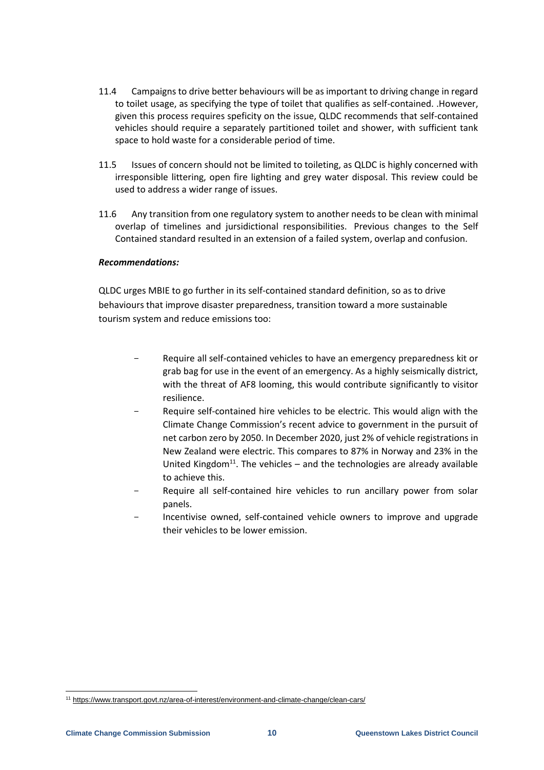11.4 Campaigns to drive better behaviours will be as important to driving change in regard to toilet usage, as specifying the type of toilet that qualifies as self-contained. .However, given this process requires speficity on the issue, QLDC recommends that self-contained vehicles should require a separately partitioned toilet and shower, with sufficient tank space to hold waste for a considerable period of time.

11.5 Issues of concern should not be limited to toileting, as QLDC is highly concerned with irresponsible littering, open fire lighting and grey water disposal. This review could be used to address a wider range of issues.

11.6 Any transition from one regulatory system to another needs to be clean with minimal overlap of timelines and jursidictional responsibilities. Previous changes to the Self Contained standard resulted in an extension of a failed system, overlap and confusion.

***Recommendations:***

QLDC urges MBIE to go further in its self-contained standard definition, so as to drive behaviours that improve disaster preparedness, transition toward a more sustainable tourism system and reduce emissions too:

- Require all self-contained vehicles to have an emergency preparedness kit or grab bag for use in the event of an emergency. As a highly seismically district, with the threat of AF8 looming, this would contribute significantly to visitor resilience.
- Require self-contained hire vehicles to be electric. This would align with the Climate Change Commission's recent advice to government in the pursuit of net carbon zero by 2050. In December 2020, just 2% of vehicle registrations in New Zealand were electric. This compares to 87% in Norway and 23% in the United Kingdom[11]. The vehicles – and the technologies are already available to achieve this.
- Require all self-contained hire vehicles to run ancillary power from solar panels.
- Incentivise owned, self-contained vehicle owners to improve and upgrade their vehicles to be lower emission.

[11] https://www.transport.govt.nz/area-of-interest/environment-and-climate-change/clean-cars/